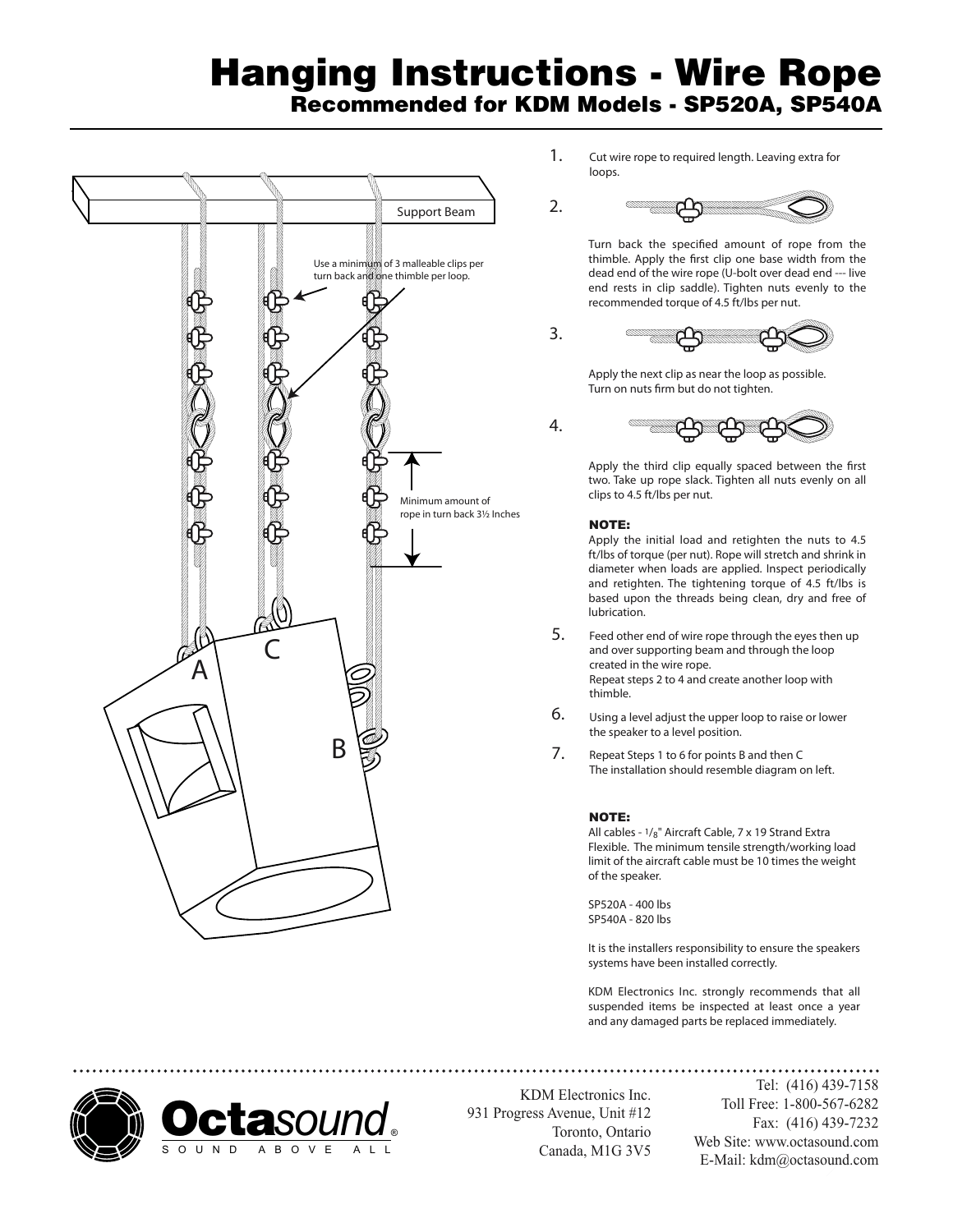# Hanging Instructions - Wire Rope

## Recommended for KDM Models - SP520A, SP540A

Support Beam

Use a minimum of 3 malleable clips per turn back and one thimble per loop.

Minimum amount of rope in turn back 3½ Inches

A

B

C

1. Cut wire rope to required length. Leaving extra for loops.

2. Turn back the specified amount of rope from the thimble. Apply the first clip one base width from the dead end of the wire rope (U-bolt over dead end --- live end rests in clip saddle). Tighten nuts evenly to the recommended torque of 4.5 ft/lbs per nut.

3. Apply the next clip as near the loop as possible. Turn on nuts firm but do not tighten.

4. Apply the third clip equally spaced between the first two. Take up rope slack. Tighten all nuts evenly on all clips to 4.5 ft/lbs per nut.

**NOTE:**
Apply the initial load and retighten the nuts to 4.5 ft/lbs of torque (per nut). Rope will stretch and shrink in diameter when loads are applied. Inspect periodically and retighten. The tightening torque of 4.5 ft/lbs is based upon the threads being clean, dry and free of lubrication.

5. Feed other end of wire rope through the eyes then up and over supporting beam and through the loop created in the wire rope.
   Repeat steps 2 to 4 and create another loop with thimble.

6. Using a level adjust the upper loop to raise or lower the speaker to a level position.

7. Repeat Steps 1 to 6 for points B and then C
   The installation should resemble diagram on left.

**NOTE:**
All cables - 1/8" Aircraft Cable, 7 x 19 Strand Extra Flexible. The minimum tensile strength/working load limit of the aircraft cable must be 10 times the weight of the speaker.

SP520A - 400 lbs
SP540A - 820 lbs

It is the installers responsibility to ensure the speakers systems have been installed correctly.

KDM Electronics Inc. strongly recommends that all suspended items be inspected at least once a year and any damaged parts be replaced immediately.

**Octa**sound®
SOUND ABOVE ALL

KDM Electronics Inc.
931 Progress Avenue, Unit #12
Toronto, Ontario
Canada, M1G 3V5

Tel: (416) 439-7158
Toll Free: 1-800-567-6282
Fax: (416) 439-7232
Web Site: www.octasound.com
E-Mail: kdm@octasound.com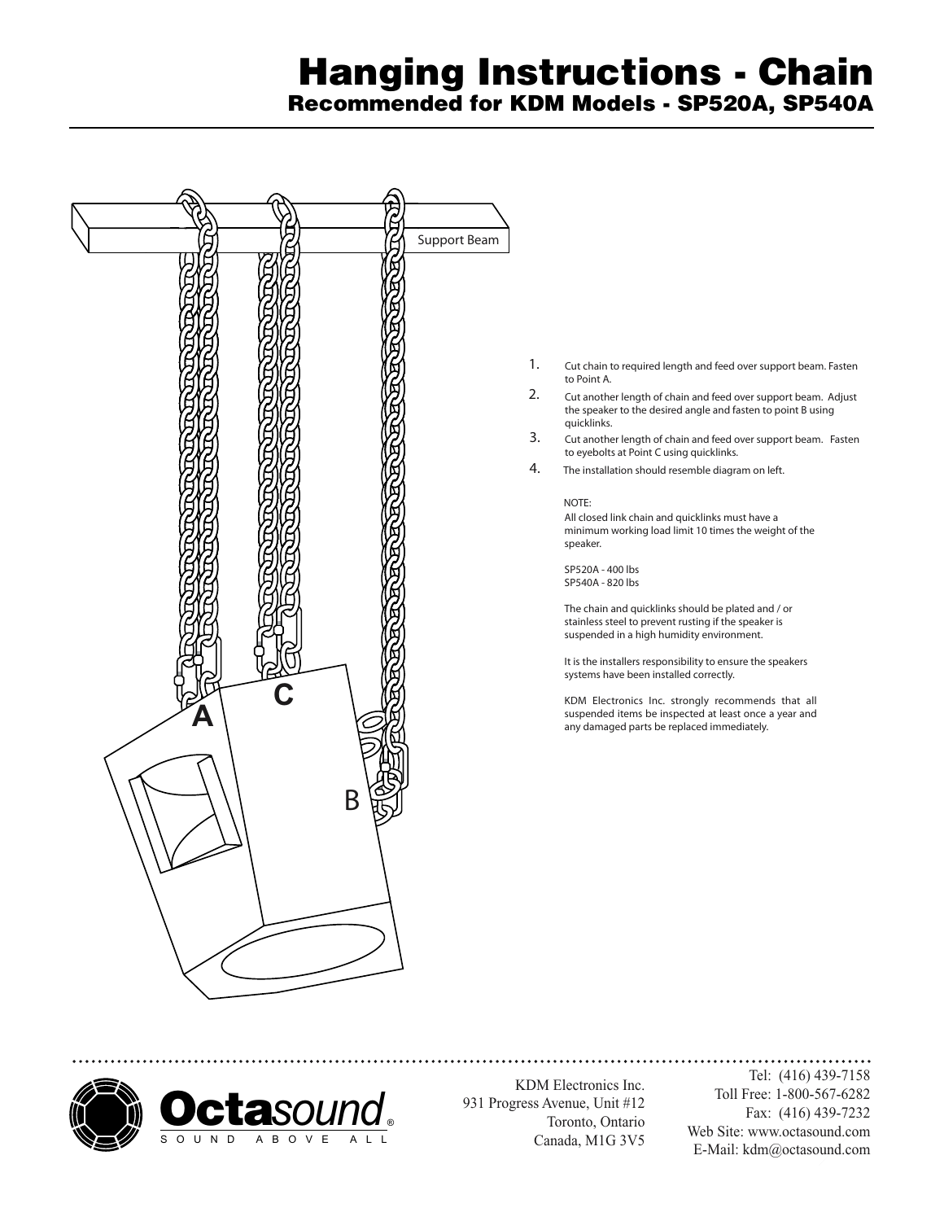# Hanging Instructions - Chain

## Recommended for KDM Models - SP520A, SP540A

Support Beam

A

C

B

1. Cut chain to required length and feed over support beam. Fasten to Point A.
2. Cut another length of chain and feed over support beam. Adjust the speaker to the desired angle and fasten to point B using quicklinks.
3. Cut another length of chain and feed over support beam. Fasten to eyebolts at Point C using quicklinks.
4. The installation should resemble diagram on left.

NOTE:
All closed link chain and quicklinks must have a minimum working load limit 10 times the weight of the speaker.

SP520A - 400 lbs
SP540A - 820 lbs

The chain and quicklinks should be plated and / or stainless steel to prevent rusting if the speaker is suspended in a high humidity environment.

It is the installers responsibility to ensure the speakers systems have been installed correctly.

KDM Electronics Inc. strongly recommends that all suspended items be inspected at least once a year and any damaged parts be replaced immediately.

**Octa**sound®
SOUND ABOVE ALL

KDM Electronics Inc.
931 Progress Avenue, Unit #12
Toronto, Ontario
Canada, M1G 3V5

Tel: (416) 439-7158
Toll Free: 1-800-567-6282
Fax: (416) 439-7232
Web Site: www.octasound.com
E-Mail: kdm@octasound.com